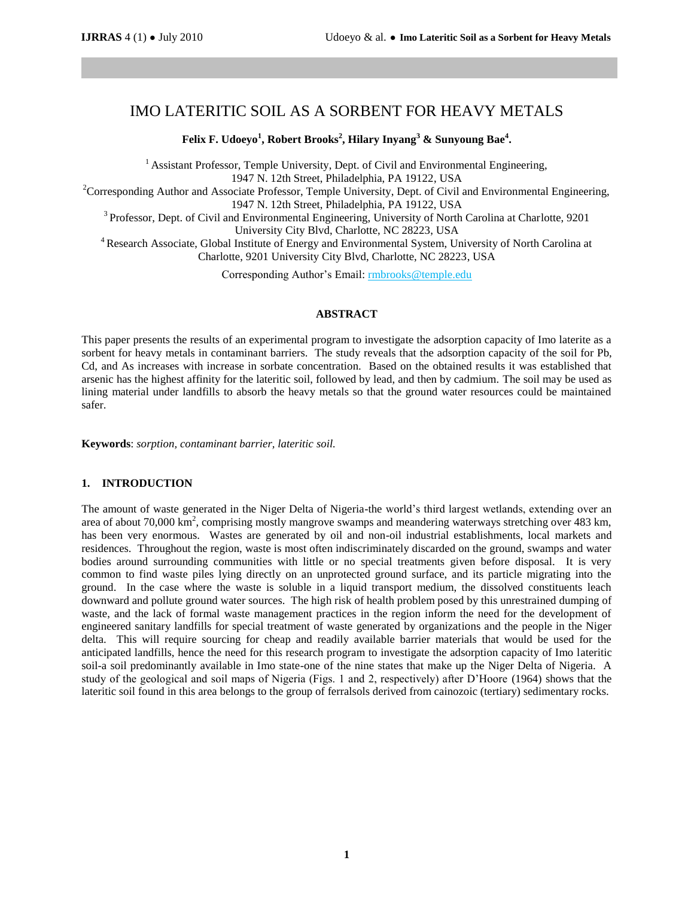# IMO LATERITIC SOIL AS A SORBENT FOR HEAVY METALS

**Felix F. Udoeyo[1], Robert Brooks[2], Hilary Inyang[3] & Sunyoung Bae[4].**

[1] Assistant Professor, Temple University, Dept. of Civil and Environmental Engineering, 1947 N. 12th Street, Philadelphia, PA 19122, USA

[2] Corresponding Author and Associate Professor, Temple University, Dept. of Civil and Environmental Engineering, 1947 N. 12th Street, Philadelphia, PA 19122, USA

[3] Professor, Dept. of Civil and Environmental Engineering, University of North Carolina at Charlotte, 9201 University City Blvd, Charlotte, NC 28223, USA

[4] Research Associate, Global Institute of Energy and Environmental System, University of North Carolina at Charlotte, 9201 University City Blvd, Charlotte, NC 28223, USA

Corresponding Author's Email: rmbrooks@temple.edu

## ABSTRACT

This paper presents the results of an experimental program to investigate the adsorption capacity of Imo laterite as a sorbent for heavy metals in contaminant barriers. The study reveals that the adsorption capacity of the soil for Pb, Cd, and As increases with increase in sorbate concentration. Based on the obtained results it was established that arsenic has the highest affinity for the lateritic soil, followed by lead, and then by cadmium. The soil may be used as lining material under landfills to absorb the heavy metals so that the ground water resources could be maintained safer.

**Keywords**: *sorption, contaminant barrier, lateritic soil.*

## 1. INTRODUCTION

The amount of waste generated in the Niger Delta of Nigeria-the world's third largest wetlands, extending over an area of about 70,000 km$^2$, comprising mostly mangrove swamps and meandering waterways stretching over 483 km, has been very enormous. Wastes are generated by oil and non-oil industrial establishments, local markets and residences. Throughout the region, waste is most often indiscriminately discarded on the ground, swamps and water bodies around surrounding communities with little or no special treatments given before disposal. It is very common to find waste piles lying directly on an unprotected ground surface, and its particle migrating into the ground. In the case where the waste is soluble in a liquid transport medium, the dissolved constituents leach downward and pollute ground water sources. The high risk of health problem posed by this unrestrained dumping of waste, and the lack of formal waste management practices in the region inform the need for the development of engineered sanitary landfills for special treatment of waste generated by organizations and the people in the Niger delta. This will require sourcing for cheap and readily available barrier materials that would be used for the anticipated landfills, hence the need for this research program to investigate the adsorption capacity of Imo lateritic soil-a soil predominantly available in Imo state-one of the nine states that make up the Niger Delta of Nigeria. A study of the geological and soil maps of Nigeria (Figs. 1 and 2, respectively) after D'Hoore (1964) shows that the lateritic soil found in this area belongs to the group of ferralsols derived from cainozoic (tertiary) sedimentary rocks.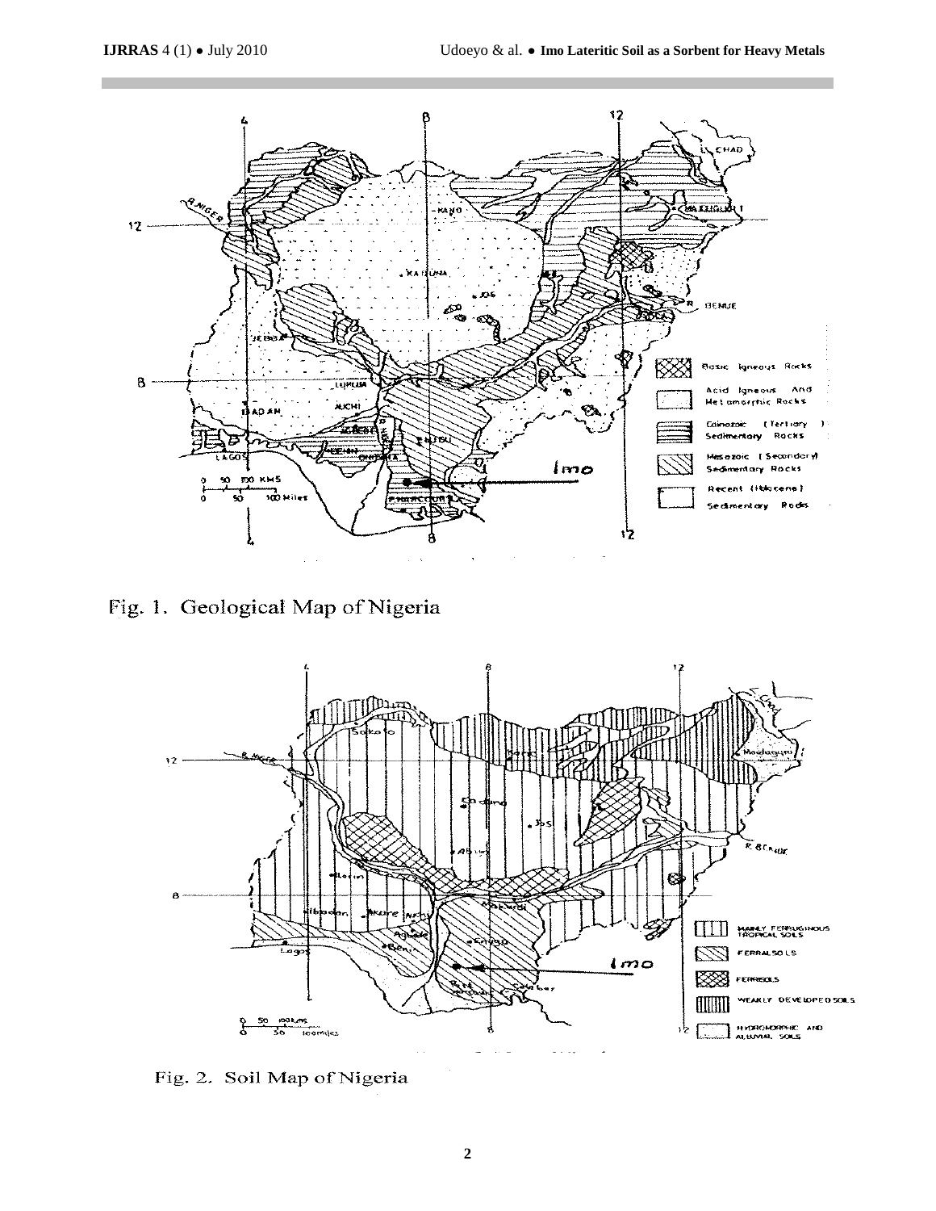Fig. 1. Geological Map of Nigeria

Fig. 2. Soil Map of Nigeria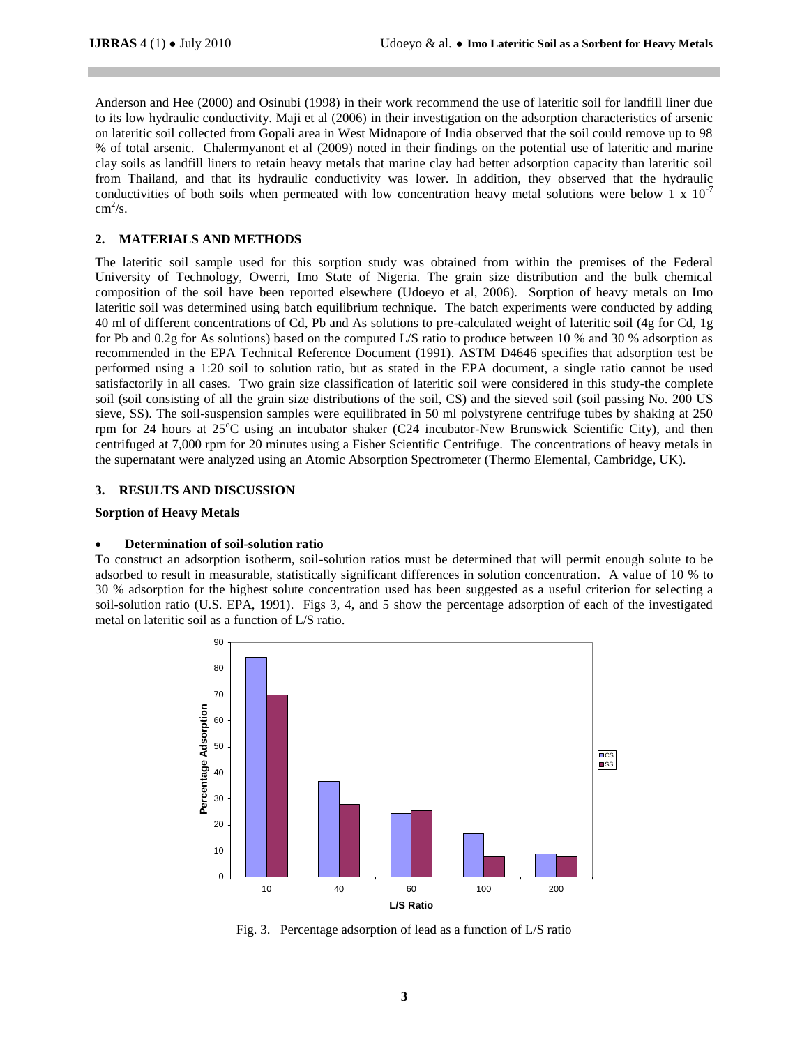Anderson and Hee (2000) and Osinubi (1998) in their work recommend the use of lateritic soil for landfill liner due to its low hydraulic conductivity. Maji et al (2006) in their investigation on the adsorption characteristics of arsenic on lateritic soil collected from Gopali area in West Midnapore of India observed that the soil could remove up to 98 % of total arsenic. Chalermyanont et al (2009) noted in their findings on the potential use of lateritic and marine clay soils as landfill liners to retain heavy metals that marine clay had better adsorption capacity than lateritic soil from Thailand, and that its hydraulic conductivity was lower. In addition, they observed that the hydraulic conductivities of both soils when permeated with low concentration heavy metal solutions were below $1 \times 10^{-7}$ $cm^2/s$.

## 2. MATERIALS AND METHODS

The lateritic soil sample used for this sorption study was obtained from within the premises of the Federal University of Technology, Owerri, Imo State of Nigeria. The grain size distribution and the bulk chemical composition of the soil have been reported elsewhere (Udoeyo et al, 2006). Sorption of heavy metals on Imo lateritic soil was determined using batch equilibrium technique. The batch experiments were conducted by adding 40 ml of different concentrations of Cd, Pb and As solutions to pre-calculated weight of lateritic soil (4g for Cd, 1g for Pb and 0.2g for As solutions) based on the computed L/S ratio to produce between 10 % and 30 % adsorption as recommended in the EPA Technical Reference Document (1991). ASTM D4646 specifies that adsorption test be performed using a 1:20 soil to solution ratio, but as stated in the EPA document, a single ratio cannot be used satisfactorily in all cases. Two grain size classification of lateritic soil were considered in this study-the complete soil (soil consisting of all the grain size distributions of the soil, CS) and the sieved soil (soil passing No. 200 US sieve, SS). The soil-suspension samples were equilibrated in 50 ml polystyrene centrifuge tubes by shaking at 250 rpm for 24 hours at 25$^{o}$C using an incubator shaker (C24 incubator-New Brunswick Scientific City), and then centrifuged at 7,000 rpm for 20 minutes using a Fisher Scientific Centrifuge. The concentrations of heavy metals in the supernatant were analyzed using an Atomic Absorption Spectrometer (Thermo Elemental, Cambridge, UK).

## 3. RESULTS AND DISCUSSION

**Sorption of Heavy Metals**

- **Determination of soil-solution ratio**

To construct an adsorption isotherm, soil-solution ratios must be determined that will permit enough solute to be adsorbed to result in measurable, statistically significant differences in solution concentration. A value of 10 % to 30 % adsorption for the highest solute concentration used has been suggested as a useful criterion for selecting a soil-solution ratio (U.S. EPA, 1991). Figs 3, 4, and 5 show the percentage adsorption of each of the investigated metal on lateritic soil as a function of L/S ratio.

Fig. 3. Percentage adsorption of lead as a function of L/S ratio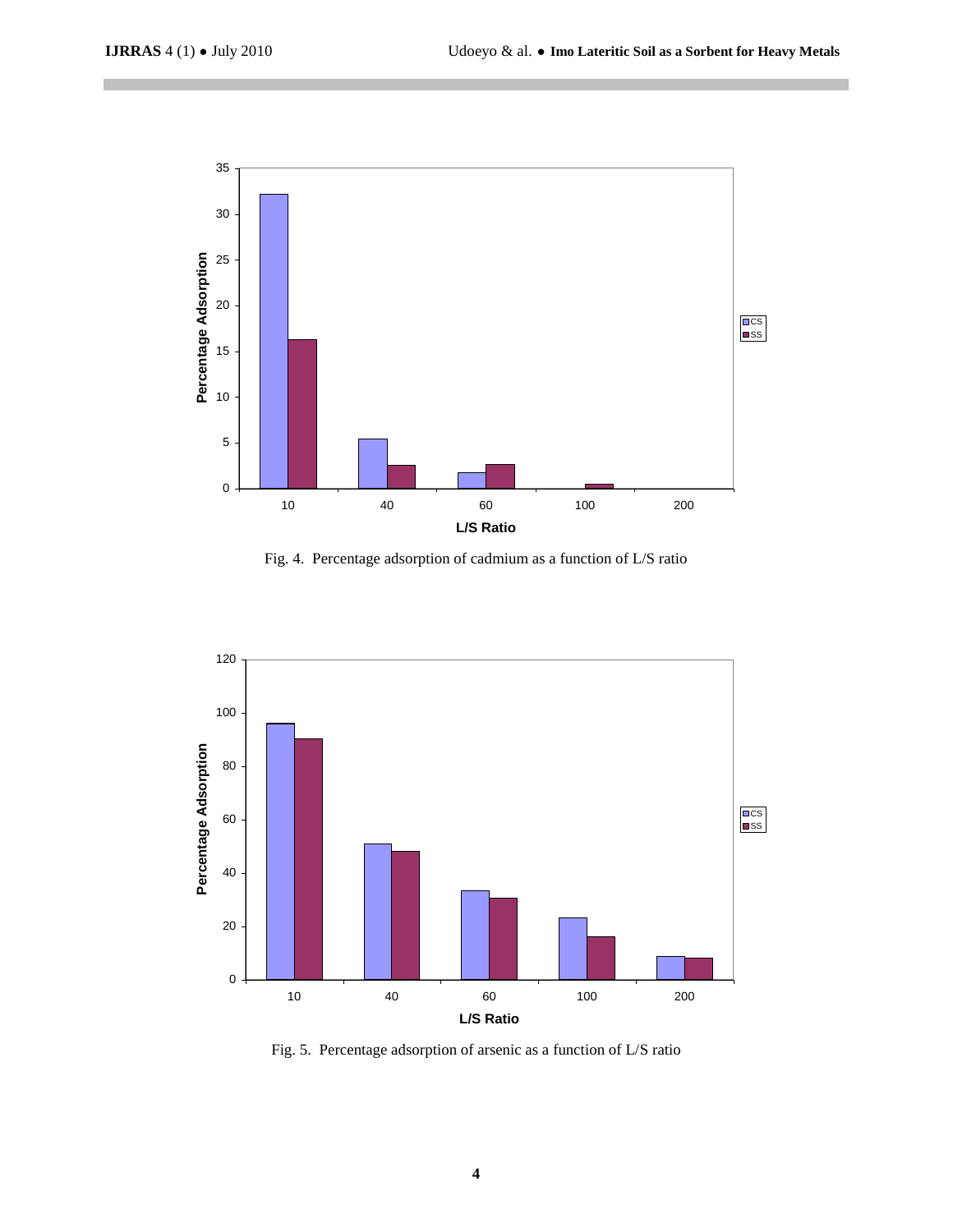Fig. 4. Percentage adsorption of cadmium as a function of L/S ratio

Fig. 5. Percentage adsorption of arsenic as a function of L/S ratio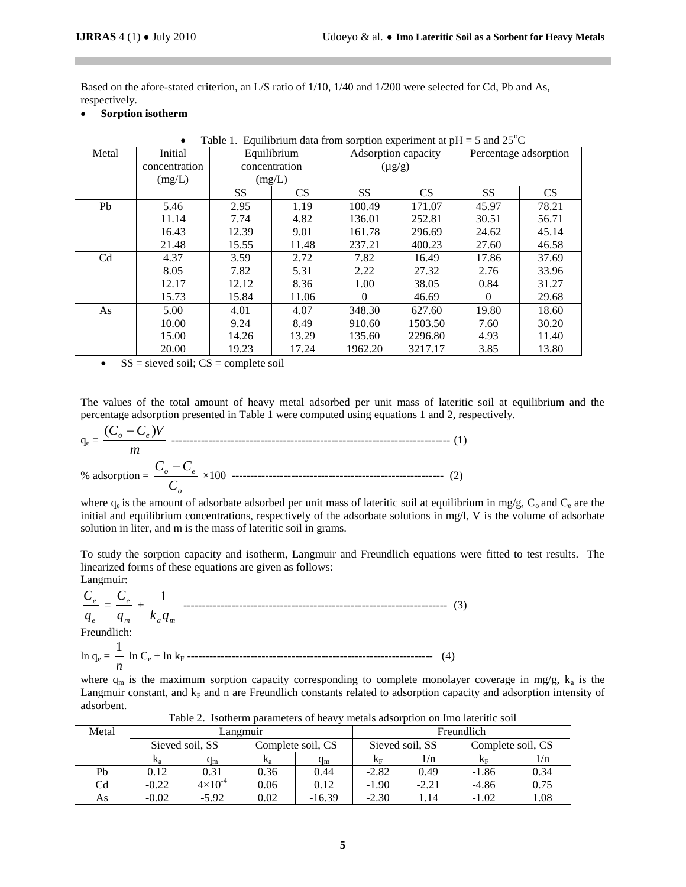Based on the afore-stated criterion, an L/S ratio of 1/10, 1/40 and 1/200 were selected for Cd, Pb and As, respectively.

- **Sorption isotherm**

- Table 1. Equilibrium data from sorption experiment at pH = 5 and 25°C

| Metal | Initial concentration (mg/L) | Equilibrium concentration (mg/L) | | Adsorption capacity (μg/g) | | Percentage adsorption | |
|---|---|---|---|---|---|---|---|
| | | SS | CS | SS | CS | SS | CS |
| Pb | 5.46 | 2.95 | 1.19 | 100.49 | 171.07 | 45.97 | 78.21 |
| | 11.14 | 7.74 | 4.82 | 136.01 | 252.81 | 30.51 | 56.71 |
| | 16.43 | 12.39 | 9.01 | 161.78 | 296.69 | 24.62 | 45.14 |
| | 21.48 | 15.55 | 11.48 | 237.21 | 400.23 | 27.60 | 46.58 |
| Cd | 4.37 | 3.59 | 2.72 | 7.82 | 16.49 | 17.86 | 37.69 |
| | 8.05 | 7.82 | 5.31 | 2.22 | 27.32 | 2.76 | 33.96 |
| | 12.17 | 12.12 | 8.36 | 1.00 | 38.05 | 0.84 | 31.27 |
| | 15.73 | 15.84 | 11.06 | 0 | 46.69 | 0 | 29.68 |
| As | 5.00 | 4.01 | 4.07 | 348.30 | 627.60 | 19.80 | 18.60 |
| | 10.00 | 9.24 | 8.49 | 910.60 | 1503.50 | 7.60 | 30.20 |
| | 15.00 | 14.26 | 13.29 | 135.60 | 2296.80 | 4.93 | 11.40 |
| | 20.00 | 19.23 | 17.24 | 1962.20 | 3217.17 | 3.85 | 13.80 |

- SS = sieved soil; CS = complete soil

The values of the total amount of heavy metal adsorbed per unit mass of lateritic soil at equilibrium and the percentage adsorption presented in Table 1 were computed using equations 1 and 2, respectively.

$$q_e = \frac{(C_o - C_e)V}{m} \quad (1)$$

$$\% \text{ adsorption} = \frac{C_o - C_e}{C_o} \times 100 \quad (2)$$

where $q_e$ is the amount of adsorbate adsorbed per unit mass of lateritic soil at equilibrium in mg/g, $C_o$ and $C_e$ are the initial and equilibrium concentrations, respectively of the adsorbate solutions in mg/l, V is the volume of adsorbate solution in liter, and m is the mass of lateritic soil in grams.

To study the sorption capacity and isotherm, Langmuir and Freundlich equations were fitted to test results. The linearized forms of these equations are given as follows:

Langmuir:

$$\frac{C_e}{q_e} = \frac{C_e}{q_m} + \frac{1}{k_a q_m} \quad (3)$$

Freundlich:

$$\ln q_e = \frac{1}{n} \ln C_e + \ln k_F \quad (4)$$

where $q_m$ is the maximum sorption capacity corresponding to complete monolayer coverage in mg/g, $k_a$ is the Langmuir constant, and $k_F$ and n are Freundlich constants related to adsorption capacity and adsorption intensity of adsorbent.

Table 2. Isotherm parameters of heavy metals adsorption on Imo lateritic soil

| Metal | Langmuir | | | | Freundlich | | | |
|---|---|---|---|---|---|---|---|---|
| | Sieved soil, SS | | Complete soil, CS | | Sieved soil, SS | | Complete soil, CS | |
| | $k_a$ | $q_m$ | $k_a$ | $q_m$ | $k_F$ | 1/n | $k_F$ | 1/n |
| Pb | 0.12 | 0.31 | 0.36 | 0.44 | -2.82 | 0.49 | -1.86 | 0.34 |
| Cd | -0.22 | $4\times10^{-4}$ | 0.06 | 0.12 | -1.90 | -2.21 | -4.86 | 0.75 |
| As | -0.02 | -5.92 | 0.02 | -16.39 | -2.30 | 1.14 | -1.02 | 1.08 |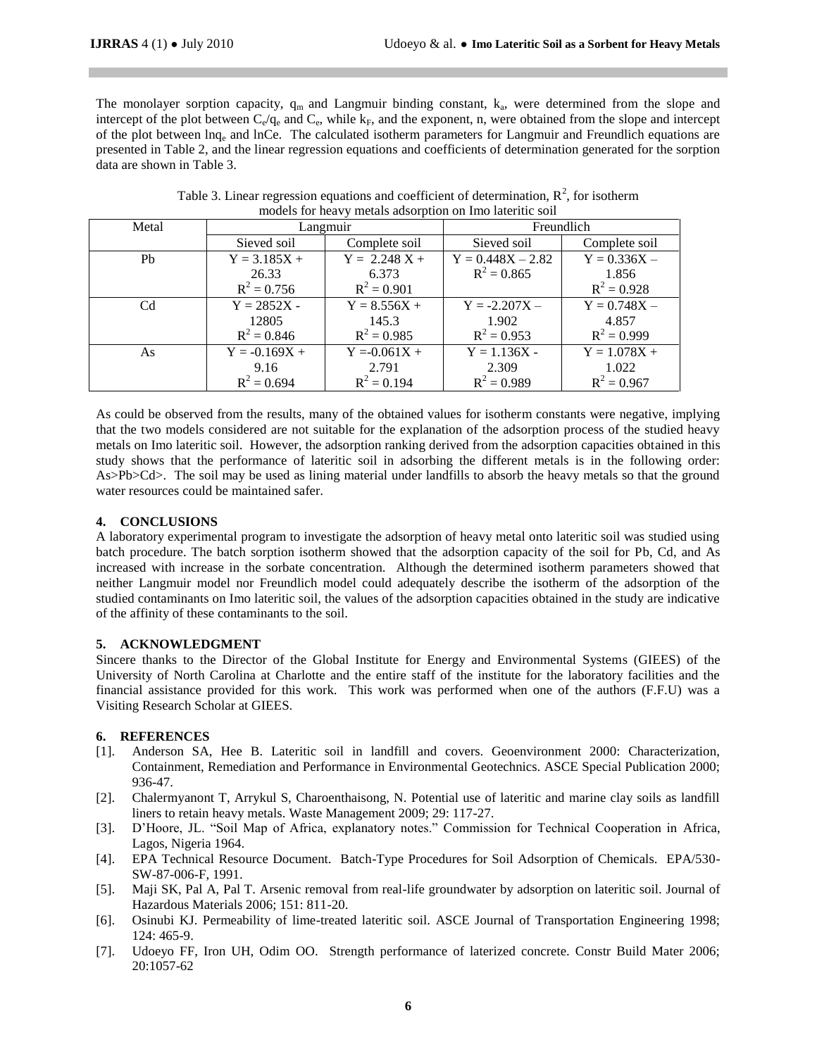The monolayer sorption capacity, $q_m$ and Langmuir binding constant, $k_a$, were determined from the slope and intercept of the plot between $C_e/q_e$ and $C_e$, while $k_F$, and the exponent, n, were obtained from the slope and intercept of the plot between $\ln q_e$ and lnCe. The calculated isotherm parameters for Langmuir and Freundlich equations are presented in Table 2, and the linear regression equations and coefficients of determination generated for the sorption data are shown in Table 3.

Table 3. Linear regression equations and coefficient of determination, $R^2$, for isotherm models for heavy metals adsorption on Imo lateritic soil

| Metal | Langmuir | | Freundlich | |
|---|---|---|---|---|
| | Sieved soil | Complete soil | Sieved soil | Complete soil |
| Pb | $Y = 3.185X + 26.33$ $R^2 = 0.756$ | $Y = 2.248X + 6.373$ $R^2 = 0.901$ | $Y = 0.448X - 2.82$ $R^2 = 0.865$ | $Y = 0.336X - 1.856$ $R^2 = 0.928$ |
| Cd | $Y = 2852X - 12805$ $R^2 = 0.846$ | $Y = 8.556X + 145.3$ $R^2 = 0.985$ | $Y = -2.207X - 1.902$ $R^2 = 0.953$ | $Y = 0.748X - 4.857$ $R^2 = 0.999$ |
| As | $Y = -0.169X + 9.16$ $R^2 = 0.694$ | $Y = -0.061X + 2.791$ $R^2 = 0.194$ | $Y = 1.136X - 2.309$ $R^2 = 0.989$ | $Y = 1.078X + 1.022$ $R^2 = 0.967$ |

As could be observed from the results, many of the obtained values for isotherm constants were negative, implying that the two models considered are not suitable for the explanation of the adsorption process of the studied heavy metals on Imo lateritic soil. However, the adsorption ranking derived from the adsorption capacities obtained in this study shows that the performance of lateritic soil in adsorbing the different metals is in the following order: As>Pb>Cd>. The soil may be used as lining material under landfills to absorb the heavy metals so that the ground water resources could be maintained safer.

## 4. CONCLUSIONS

A laboratory experimental program to investigate the adsorption of heavy metal onto lateritic soil was studied using batch procedure. The batch sorption isotherm showed that the adsorption capacity of the soil for Pb, Cd, and As increased with increase in the sorbate concentration. Although the determined isotherm parameters showed that neither Langmuir model nor Freundlich model could adequately describe the isotherm of the adsorption of the studied contaminants on Imo lateritic soil, the values of the adsorption capacities obtained in the study are indicative of the affinity of these contaminants to the soil.

## 5. ACKNOWLEDGMENT

Sincere thanks to the Director of the Global Institute for Energy and Environmental Systems (GIEES) of the University of North Carolina at Charlotte and the entire staff of the institute for the laboratory facilities and the financial assistance provided for this work. This work was performed when one of the authors (F.F.U) was a Visiting Research Scholar at GIEES.

## 6. REFERENCES

[1]. Anderson SA, Hee B. Lateritic soil in landfill and covers. Geoenvironment 2000: Characterization, Containment, Remediation and Performance in Environmental Geotechnics. ASCE Special Publication 2000; 936-47.

[2]. Chalermyanont T, Arrykul S, Charoenthaisong, N. Potential use of lateritic and marine clay soils as landfill liners to retain heavy metals. Waste Management 2009; 29: 117-27.

[3]. D'Hoore, JL. "Soil Map of Africa, explanatory notes." Commission for Technical Cooperation in Africa, Lagos, Nigeria 1964.

[4]. EPA Technical Resource Document. Batch-Type Procedures for Soil Adsorption of Chemicals. EPA/530-SW-87-006-F, 1991.

[5]. Maji SK, Pal A, Pal T. Arsenic removal from real-life groundwater by adsorption on lateritic soil. Journal of Hazardous Materials 2006; 151: 811-20.

[6]. Osinubi KJ. Permeability of lime-treated lateritic soil. ASCE Journal of Transportation Engineering 1998; 124: 465-9.

[7]. Udoeyo FF, Iron UH, Odim OO. Strength performance of laterized concrete. Constr Build Mater 2006; 20:1057-62